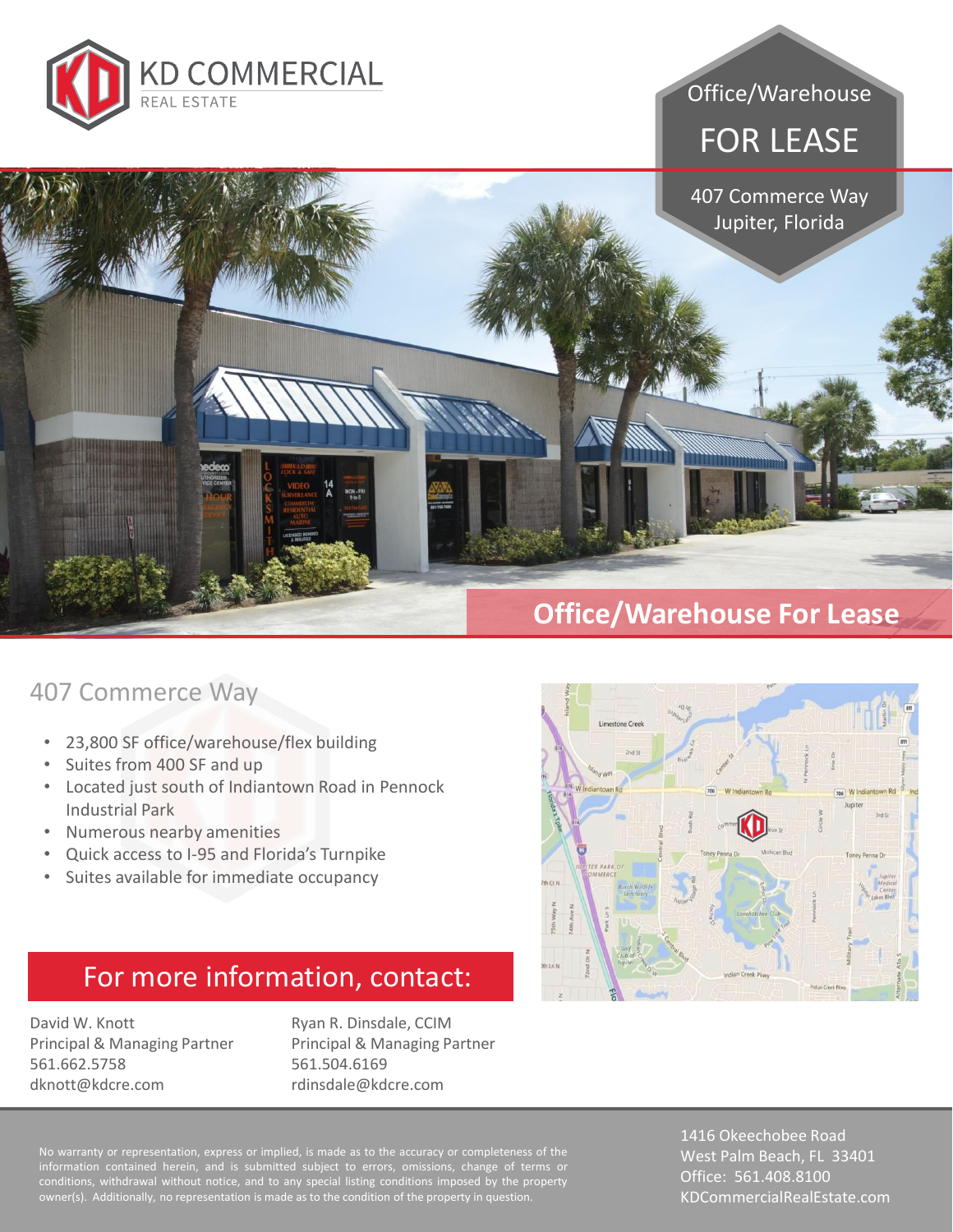KD COMMERCIAL
REAL ESTATE

# Office/Warehouse FOR LEASE

407 Commerce Way
Jupiter, Florida

## Office/Warehouse For Lease

## 407 Commerce Way

- 23,800 SF office/warehouse/flex building
- Suites from 400 SF and up
- Located just south of Indiantown Road in Pennock Industrial Park
- Numerous nearby amenities
- Quick access to I-95 and Florida's Turnpike
- Suites available for immediate occupancy

## For more information, contact:

David W. Knott
Principal & Managing Partner
561.662.5758
dknott@kdcre.com

Ryan R. Dinsdale, CCIM
Principal & Managing Partner
561.504.6169
rdinsdale@kdcre.com

No warranty or representation, express or implied, is made as to the accuracy or completeness of the information contained herein, and is submitted subject to errors, omissions, change of terms or conditions, withdrawal without notice, and to any special listing conditions imposed by the property owner(s). Additionally, no representation is made as to the condition of the property in question.

1416 Okeechobee Road
West Palm Beach, FL 33401
Office: 561.408.8100
KDCommercialRealEstate.com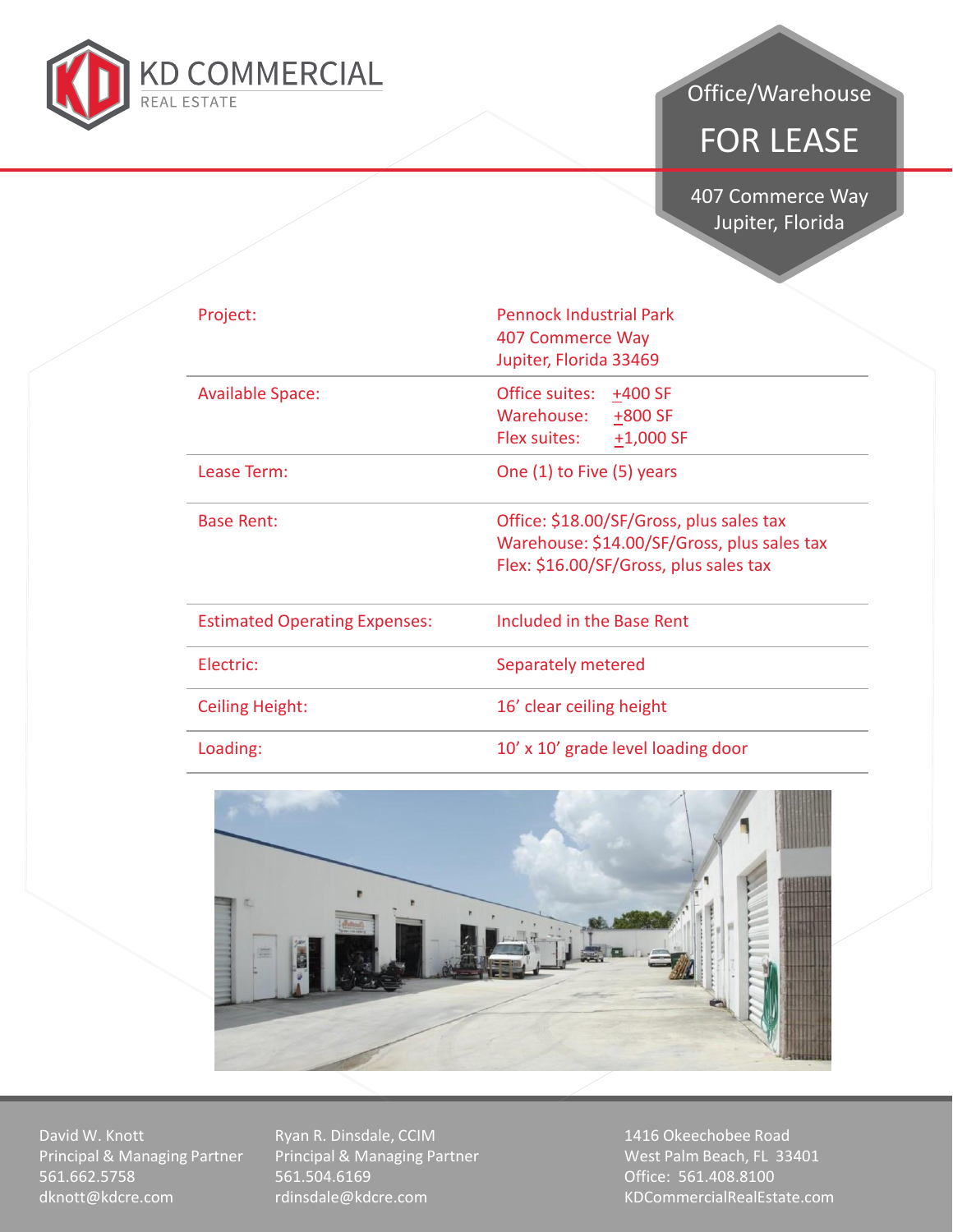KD COMMERCIAL
REAL ESTATE

# Office/Warehouse

## FOR LEASE

407 Commerce Way
Jupiter, Florida

| | |
|---|---|
| Project: | Pennock Industrial Park<br>407 Commerce Way<br>Jupiter, Florida 33469 |
| Available Space: | Office suites: ±400 SF<br>Warehouse: ±800 SF<br>Flex suites: ±1,000 SF |
| Lease Term: | One (1) to Five (5) years |
| Base Rent: | Office: $18.00/SF/Gross, plus sales tax<br>Warehouse: $14.00/SF/Gross, plus sales tax<br>Flex: $16.00/SF/Gross, plus sales tax |
| Estimated Operating Expenses: | Included in the Base Rent |
| Electric: | Separately metered |
| Ceiling Height: | 16’ clear ceiling height |
| Loading: | 10’ x 10’ grade level loading door |

David W. Knott
Principal & Managing Partner
561.662.5758
dknott@kdcre.com

Ryan R. Dinsdale, CCIM
Principal & Managing Partner
561.504.6169
rdinsdale@kdcre.com

1416 Okeechobee Road
West Palm Beach, FL 33401
Office: 561.408.8100
KDCommercialRealEstate.com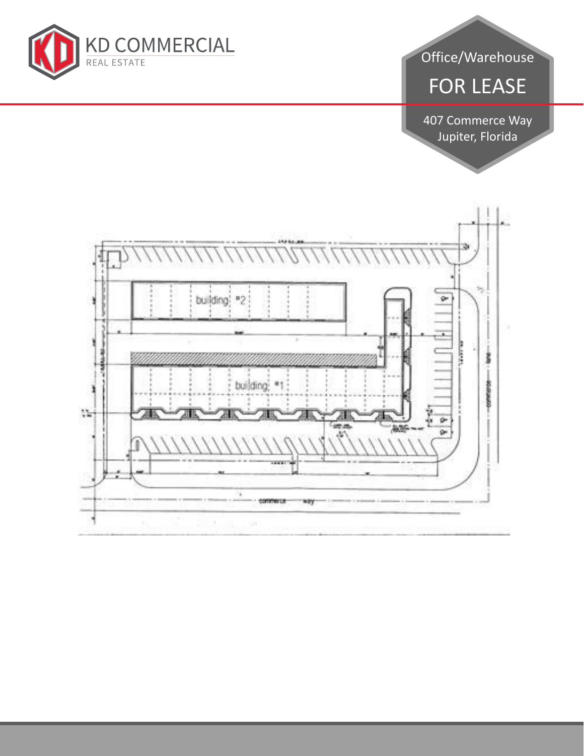KD COMMERCIAL
REAL ESTATE

Office/Warehouse

# FOR LEASE

407 Commerce Way
Jupiter, Florida

building #2

building #1

commerce way

commerce lane